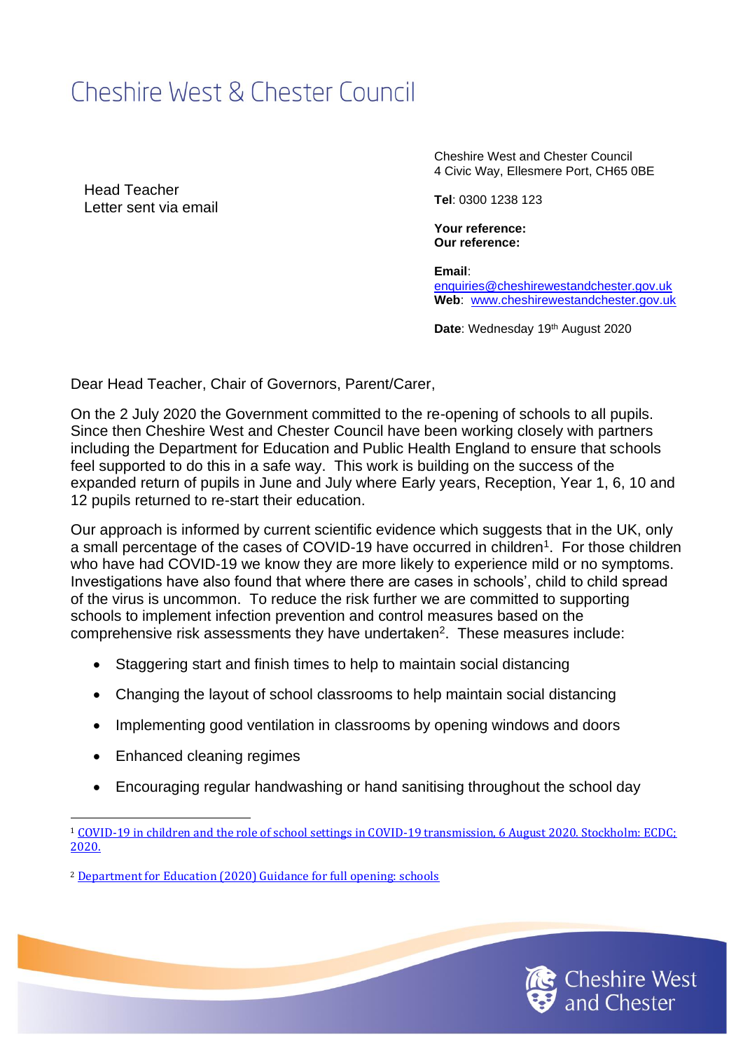# Cheshire West & Chester Council

Head Teacher
Letter sent via email

Cheshire West and Chester Council
4 Civic Way, Ellesmere Port, CH65 0BE

**Tel**: 0300 1238 123

**Your reference:**
**Our reference:**

**Email**: enquiries@cheshirewestandchester.gov.uk
**Web**: www.cheshirewestandchester.gov.uk

**Date**: Wednesday 19th August 2020

Dear Head Teacher, Chair of Governors, Parent/Carer,

On the 2 July 2020 the Government committed to the re-opening of schools to all pupils. Since then Cheshire West and Chester Council have been working closely with partners including the Department for Education and Public Health England to ensure that schools feel supported to do this in a safe way. This work is building on the success of the expanded return of pupils in June and July where Early years, Reception, Year 1, 6, 10 and 12 pupils returned to re-start their education.

Our approach is informed by current scientific evidence which suggests that in the UK, only a small percentage of the cases of COVID-19 have occurred in children[1]. For those children who have had COVID-19 we know they are more likely to experience mild or no symptoms. Investigations have also found that where there are cases in schools', child to child spread of the virus is uncommon. To reduce the risk further we are committed to supporting schools to implement infection prevention and control measures based on the comprehensive risk assessments they have undertaken[2]. These measures include:

- Staggering start and finish times to help to maintain social distancing
- Changing the layout of school classrooms to help maintain social distancing
- Implementing good ventilation in classrooms by opening windows and doors
- Enhanced cleaning regimes
- Encouraging regular handwashing or hand sanitising throughout the school day

---

[1] COVID-19 in children and the role of school settings in COVID-19 transmission, 6 August 2020. Stockholm: ECDC; 2020.

[2] Department for Education (2020) Guidance for full opening: schools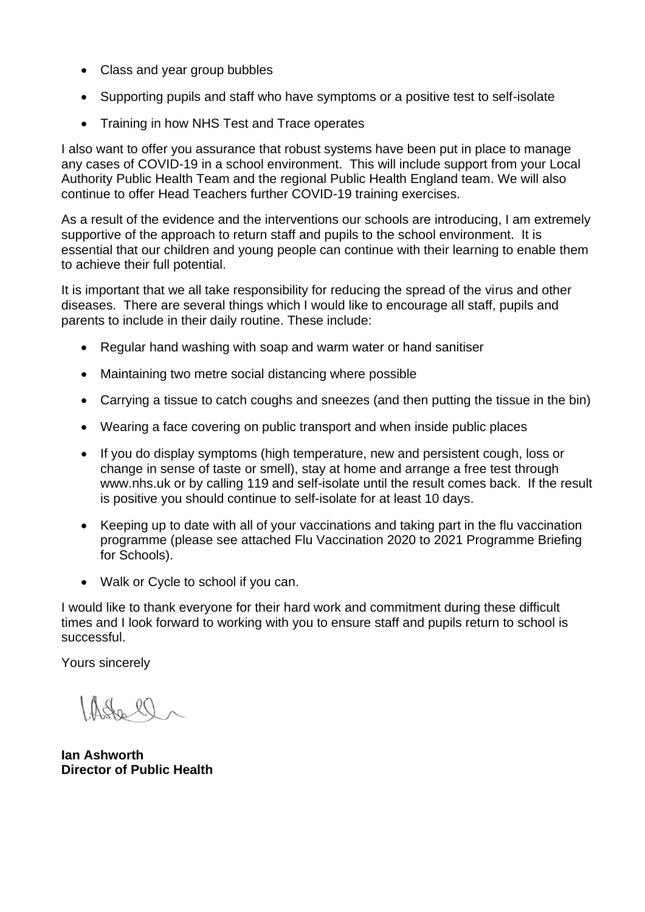- Class and year group bubbles
- Supporting pupils and staff who have symptoms or a positive test to self-isolate
- Training in how NHS Test and Trace operates

I also want to offer you assurance that robust systems have been put in place to manage any cases of COVID-19 in a school environment. This will include support from your Local Authority Public Health Team and the regional Public Health England team. We will also continue to offer Head Teachers further COVID-19 training exercises.

As a result of the evidence and the interventions our schools are introducing, I am extremely supportive of the approach to return staff and pupils to the school environment. It is essential that our children and young people can continue with their learning to enable them to achieve their full potential.

It is important that we all take responsibility for reducing the spread of the virus and other diseases. There are several things which I would like to encourage all staff, pupils and parents to include in their daily routine. These include:

- Regular hand washing with soap and warm water or hand sanitiser
- Maintaining two metre social distancing where possible
- Carrying a tissue to catch coughs and sneezes (and then putting the tissue in the bin)
- Wearing a face covering on public transport and when inside public places
- If you do display symptoms (high temperature, new and persistent cough, loss or change in sense of taste or smell), stay at home and arrange a free test through www.nhs.uk or by calling 119 and self-isolate until the result comes back. If the result is positive you should continue to self-isolate for at least 10 days.
- Keeping up to date with all of your vaccinations and taking part in the flu vaccination programme (please see attached Flu Vaccination 2020 to 2021 Programme Briefing for Schools).
- Walk or Cycle to school if you can.

I would like to thank everyone for their hard work and commitment during these difficult times and I look forward to working with you to ensure staff and pupils return to school is successful.

Yours sincerely

**Ian Ashworth**
**Director of Public Health**